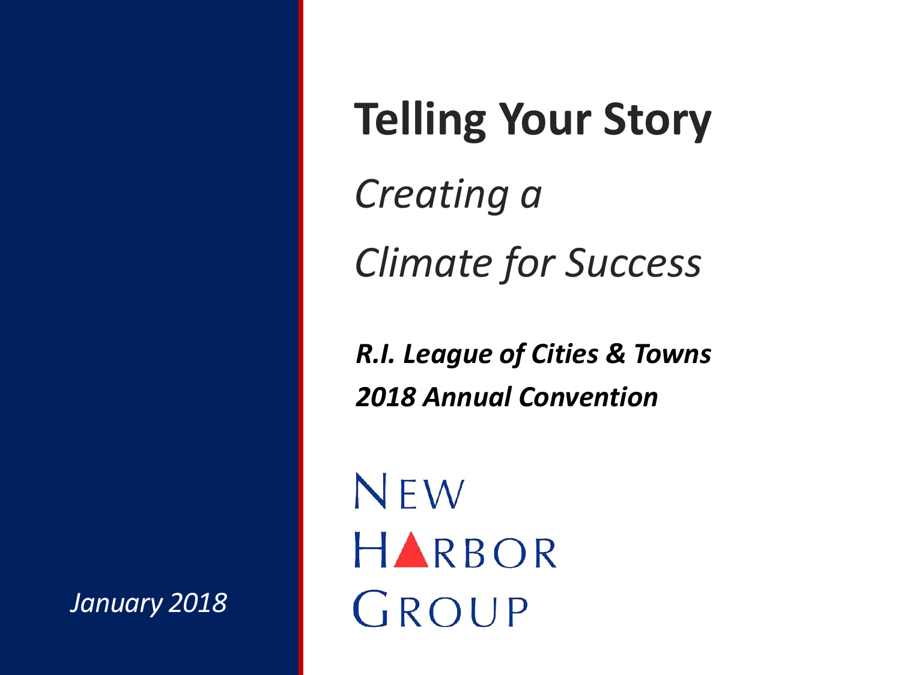# Telling Your Story

*Creating a*

*Climate for Success*

***R.I. League of Cities & Towns***
***2018 Annual Convention***

NEW
HARBOR
GROUP

*January 2018*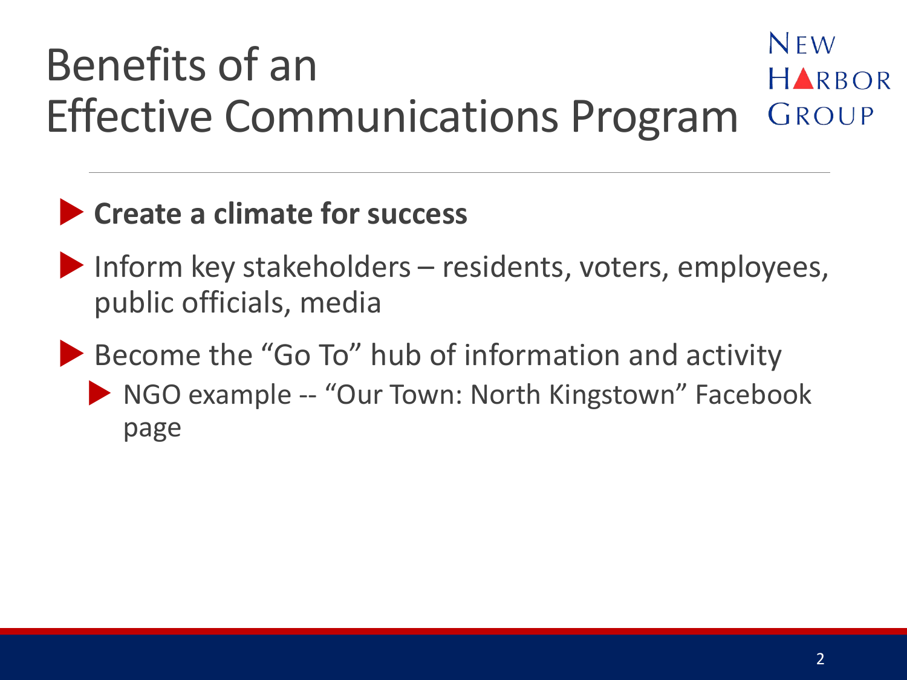# Benefits of an Effective Communications Program

NEW HARBOR GROUP

- **Create a climate for success**
- Inform key stakeholders – residents, voters, employees, public officials, media
- Become the “Go To” hub of information and activity
  - NGO example -- “Our Town: North Kingstown” Facebook page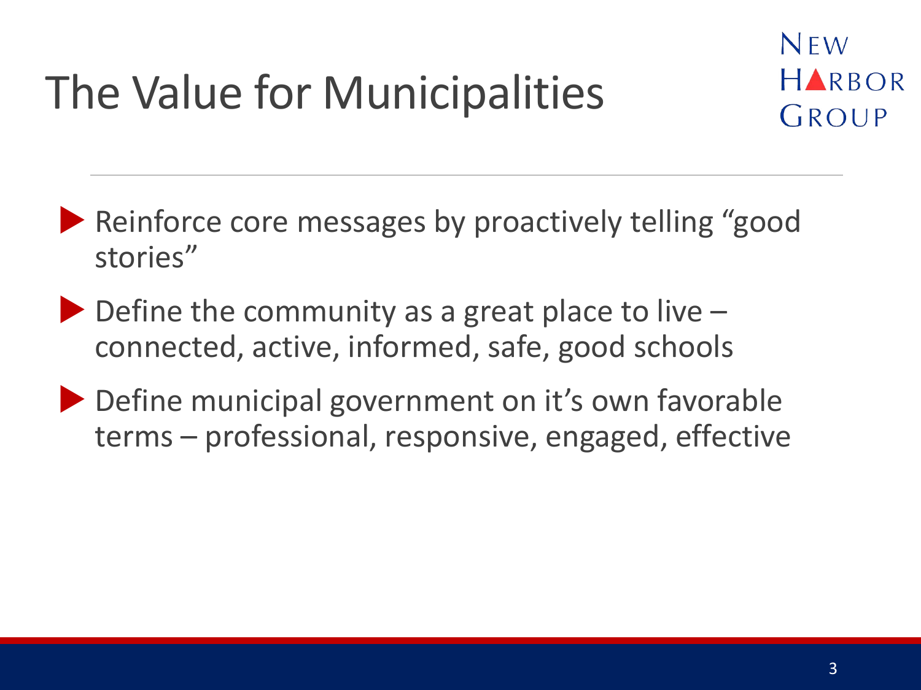# The Value for Municipalities

NEW HARBOR GROUP

- Reinforce core messages by proactively telling "good stories"
- Define the community as a great place to live – connected, active, informed, safe, good schools
- Define municipal government on it's own favorable terms – professional, responsive, engaged, effective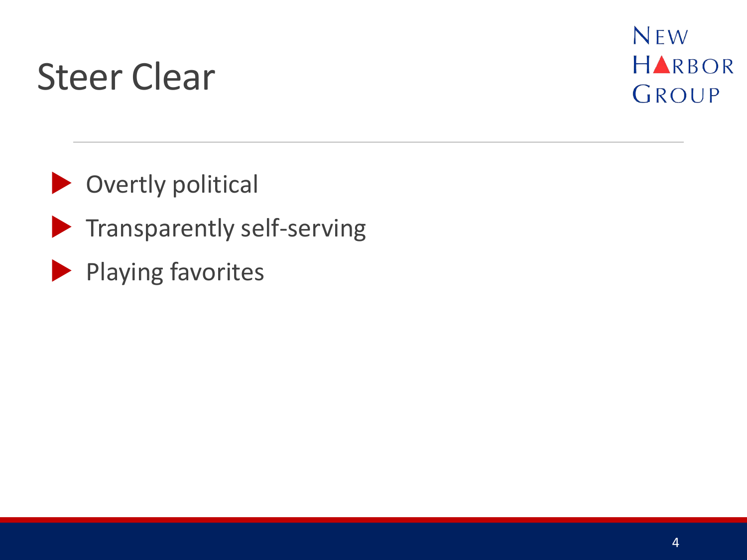# Steer Clear

- Overtly political
- Transparently self-serving
- Playing favorites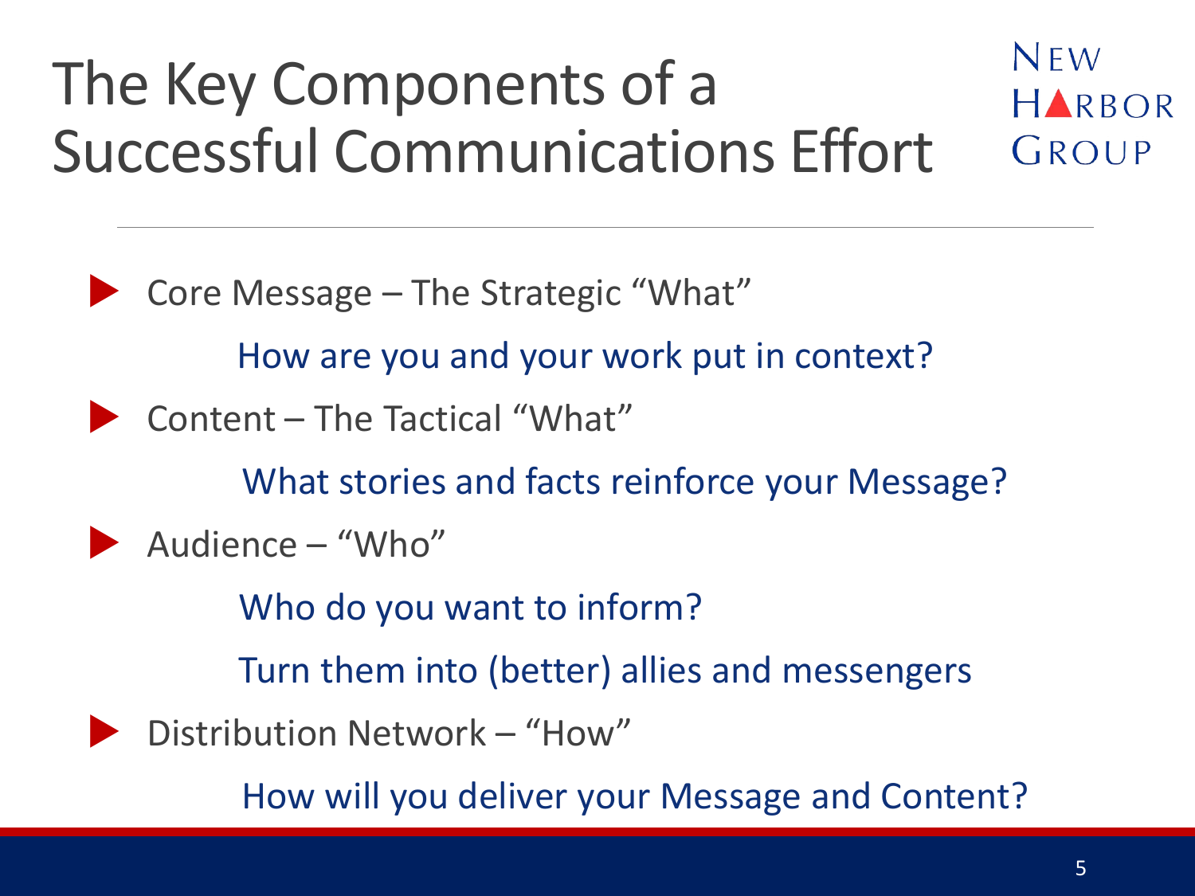# The Key Components of a Successful Communications Effort

NEW HARBOR GROUP

- Core Message – The Strategic "What"
  - How are you and your work put in context?
- Content – The Tactical "What"
  - What stories and facts reinforce your Message?
- Audience – "Who"
  - Who do you want to inform?
  - Turn them into (better) allies and messengers
- Distribution Network – "How"
  - How will you deliver your Message and Content?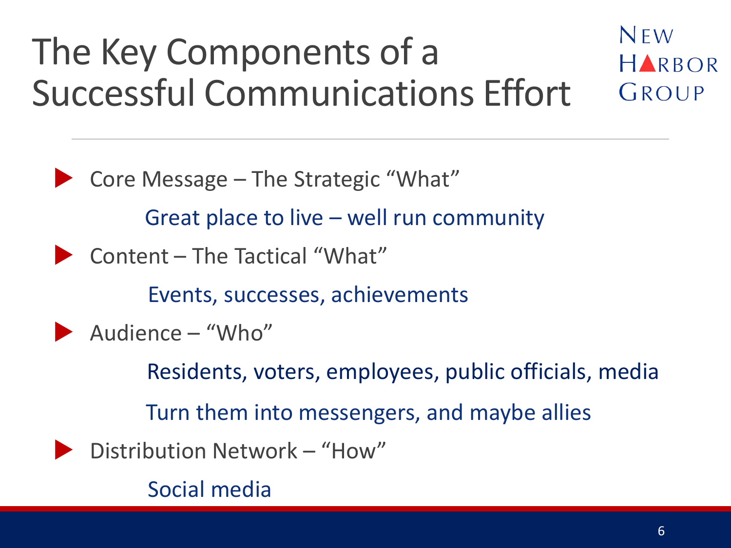# The Key Components of a Successful Communications Effort

NEW HARBOR GROUP

- Core Message – The Strategic "What"
  - Great place to live – well run community
- Content – The Tactical "What"
  - Events, successes, achievements
- Audience – "Who"
  - Residents, voters, employees, public officials, media
  - Turn them into messengers, and maybe allies
- Distribution Network – "How"
  - Social media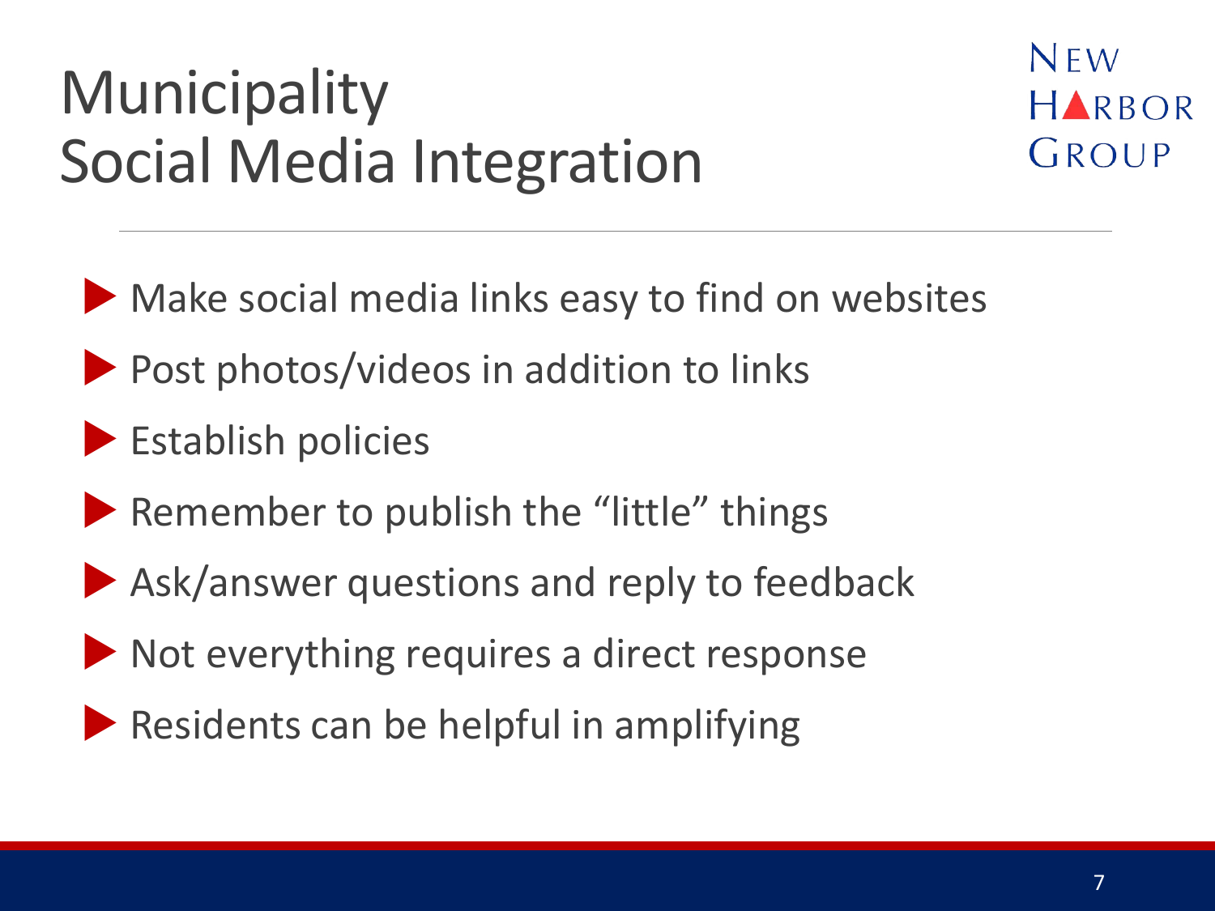# Municipality Social Media Integration

NEW HARBOR GROUP

- Make social media links easy to find on websites
- Post photos/videos in addition to links
- Establish policies
- Remember to publish the "little" things
- Ask/answer questions and reply to feedback
- Not everything requires a direct response
- Residents can be helpful in amplifying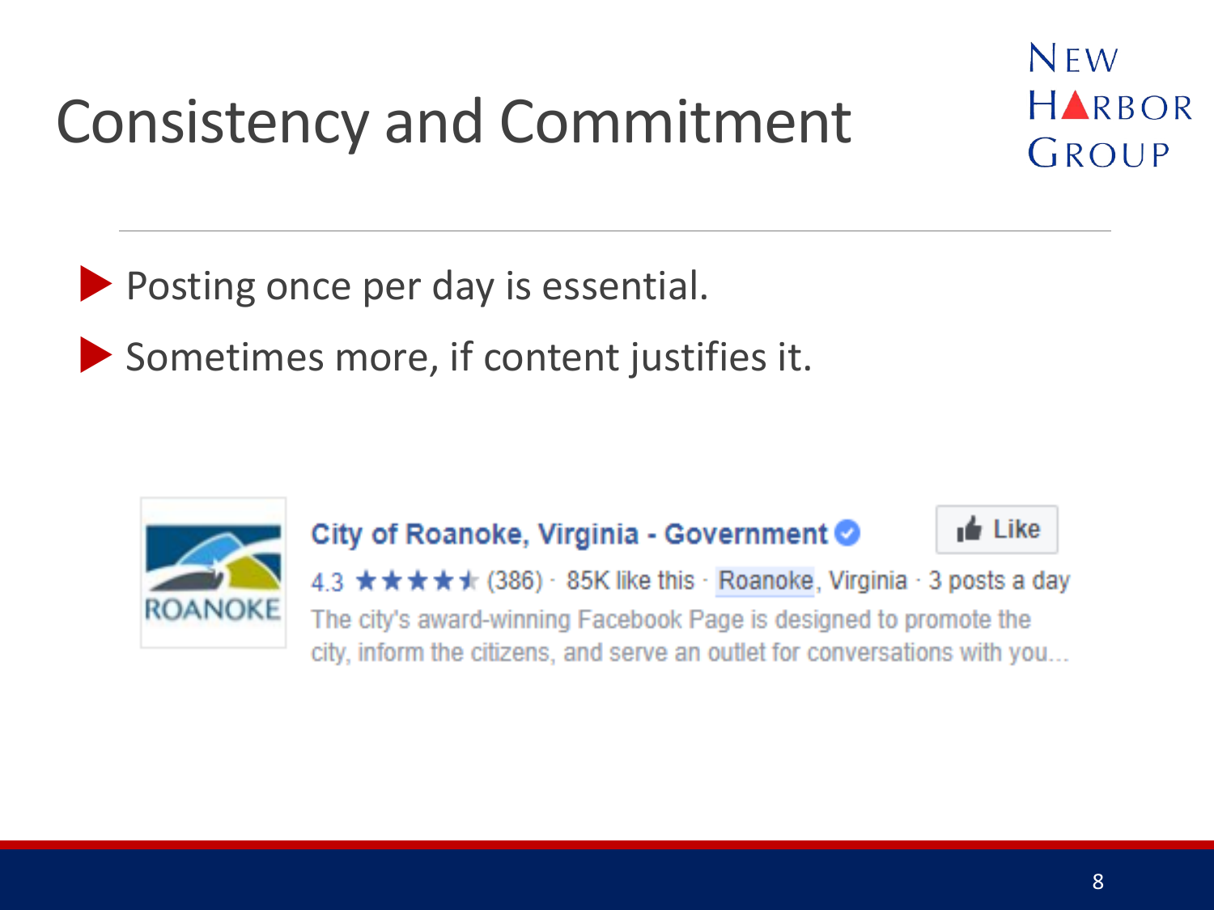# Consistency and Commitment

- Posting once per day is essential.
- Sometimes more, if content justifies it.

**City of Roanoke, Virginia - Government**

4.3 ★★★★★ (386) · 85K like this · Roanoke, Virginia · 3 posts a day

The city's award-winning Facebook Page is designed to promote the city, inform the citizens, and serve an outlet for conversations with you...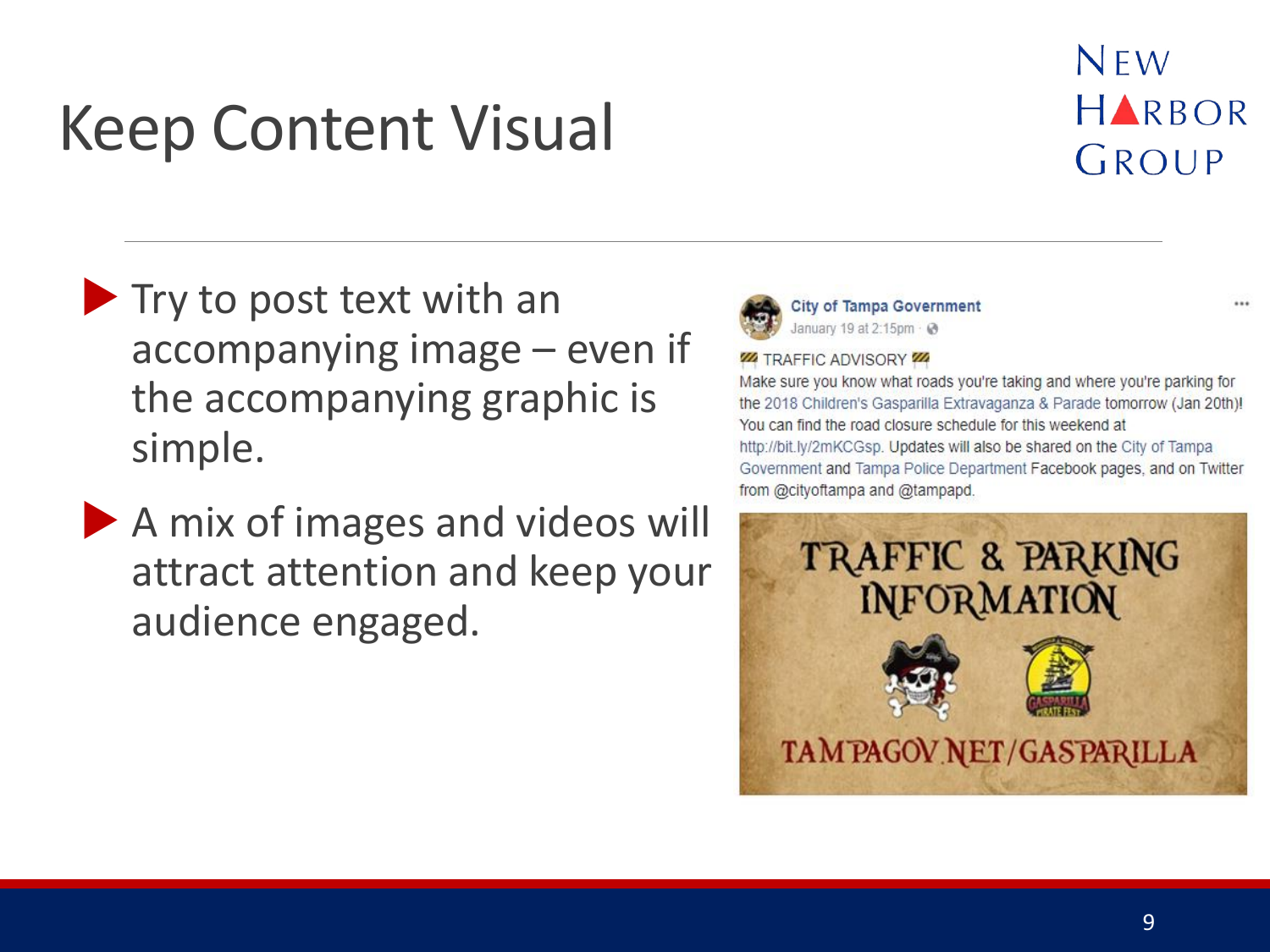# Keep Content Visual

- Try to post text with an accompanying image – even if the accompanying graphic is simple.
- A mix of images and videos will attract attention and keep your audience engaged.

**City of Tampa Government**
January 19 at 2:15pm

TRAFFIC ADVISORY
Make sure you know what roads you're taking and where you're parking for the 2018 Children's Gasparilla Extravaganza & Parade tomorrow (Jan 20th)! You can find the road closure schedule for this weekend at http://bit.ly/2mKCGsp. Updates will also be shared on the City of Tampa Government and Tampa Police Department Facebook pages, and on Twitter from @cityoftampa and @tampapd.

TRAFFIC & PARKING INFORMATION
TAMPAGOV.NET/GASPARILLA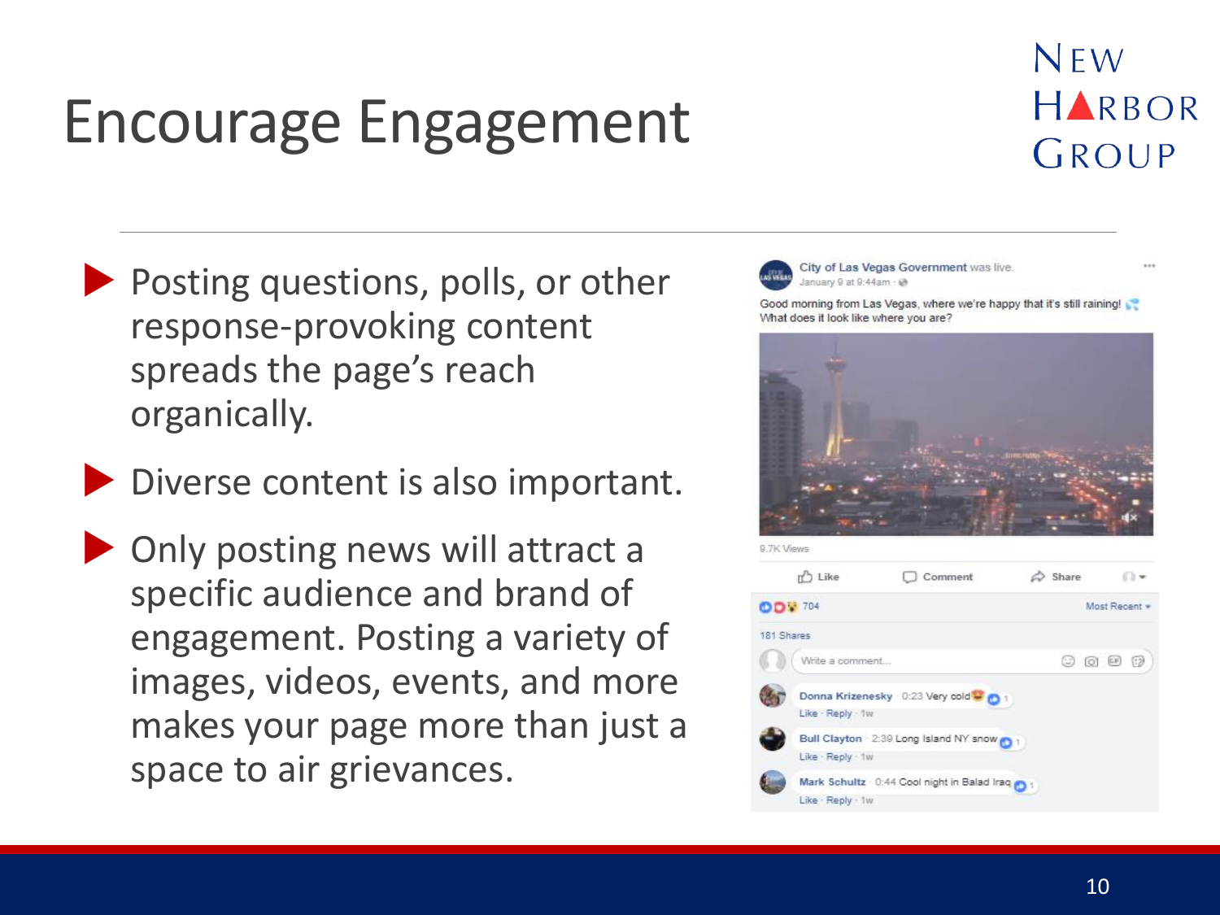# Encourage Engagement

- Posting questions, polls, or other response-provoking content spreads the page's reach organically.
- Diverse content is also important.
- Only posting news will attract a specific audience and brand of engagement. Posting a variety of images, videos, events, and more makes your page more than just a space to air grievances.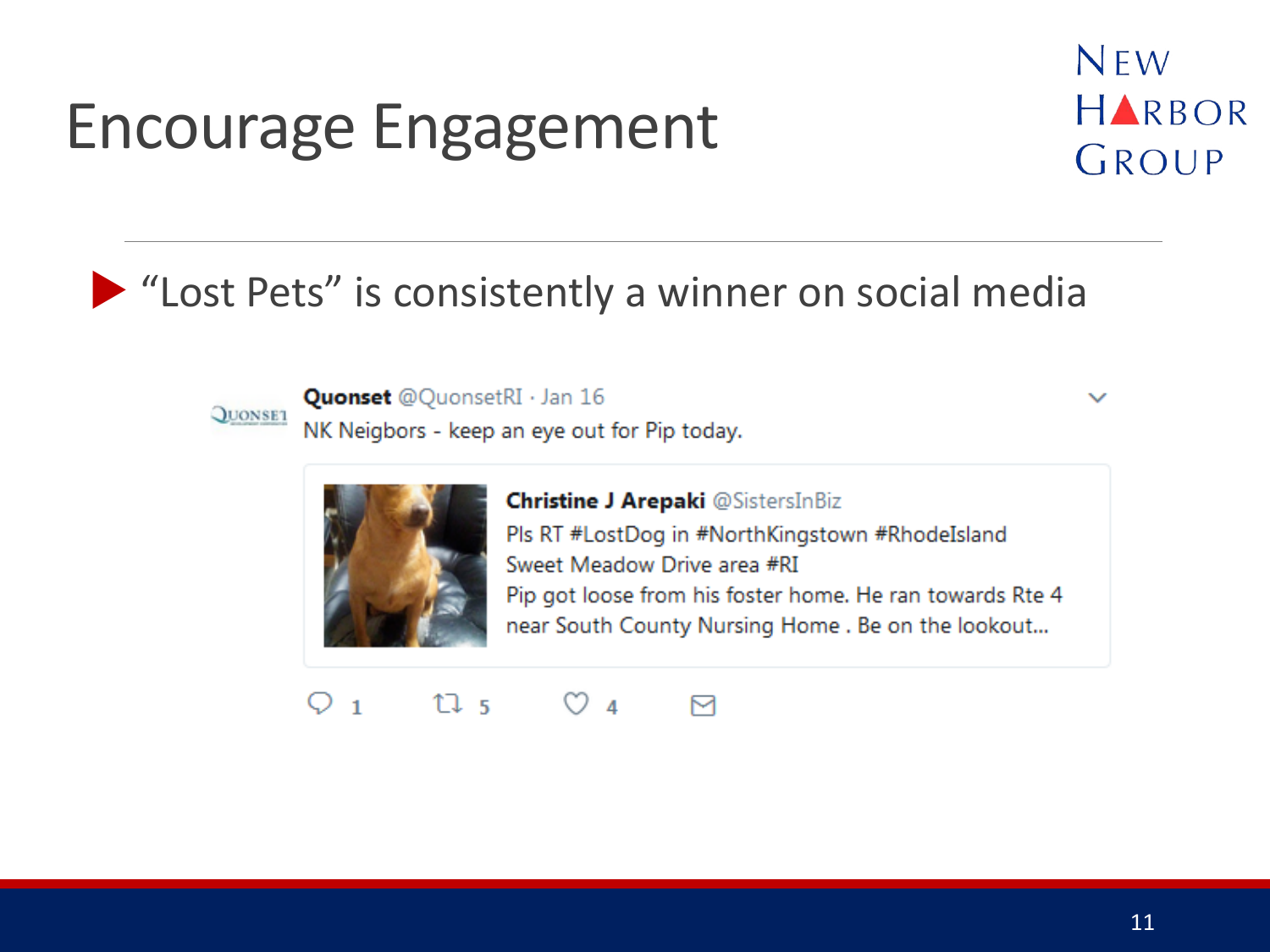# Encourage Engagement

- "Lost Pets" is consistently a winner on social media

**Quonset** @QuonsetRI · Jan 16

NK Neigbors - keep an eye out for Pip today.

> **Christine J Arepaki** @SistersInBiz
>
> Pls RT #LostDog in #NorthKingstown #RhodeIsland
> Sweet Meadow Drive area #RI
> Pip got loose from his foster home. He ran towards Rte 4 near South County Nursing Home . Be on the lookout...

1 5 4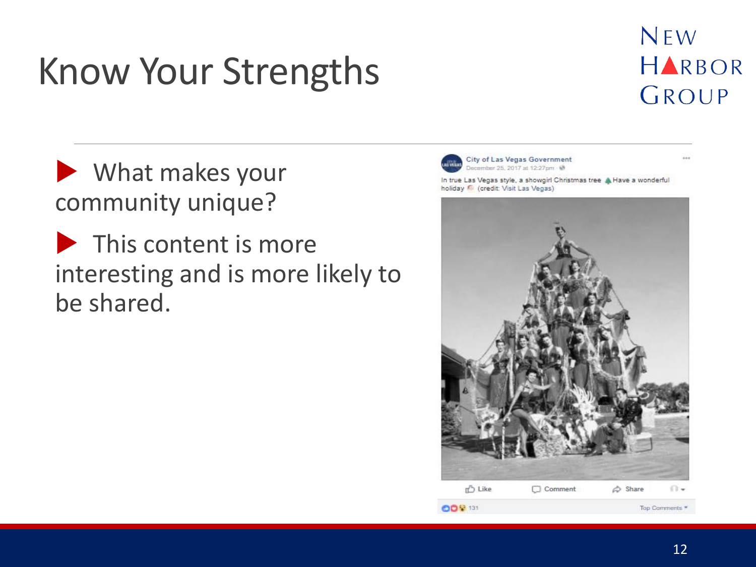# Know Your Strengths

- What makes your community unique?
- This content is more interesting and is more likely to be shared.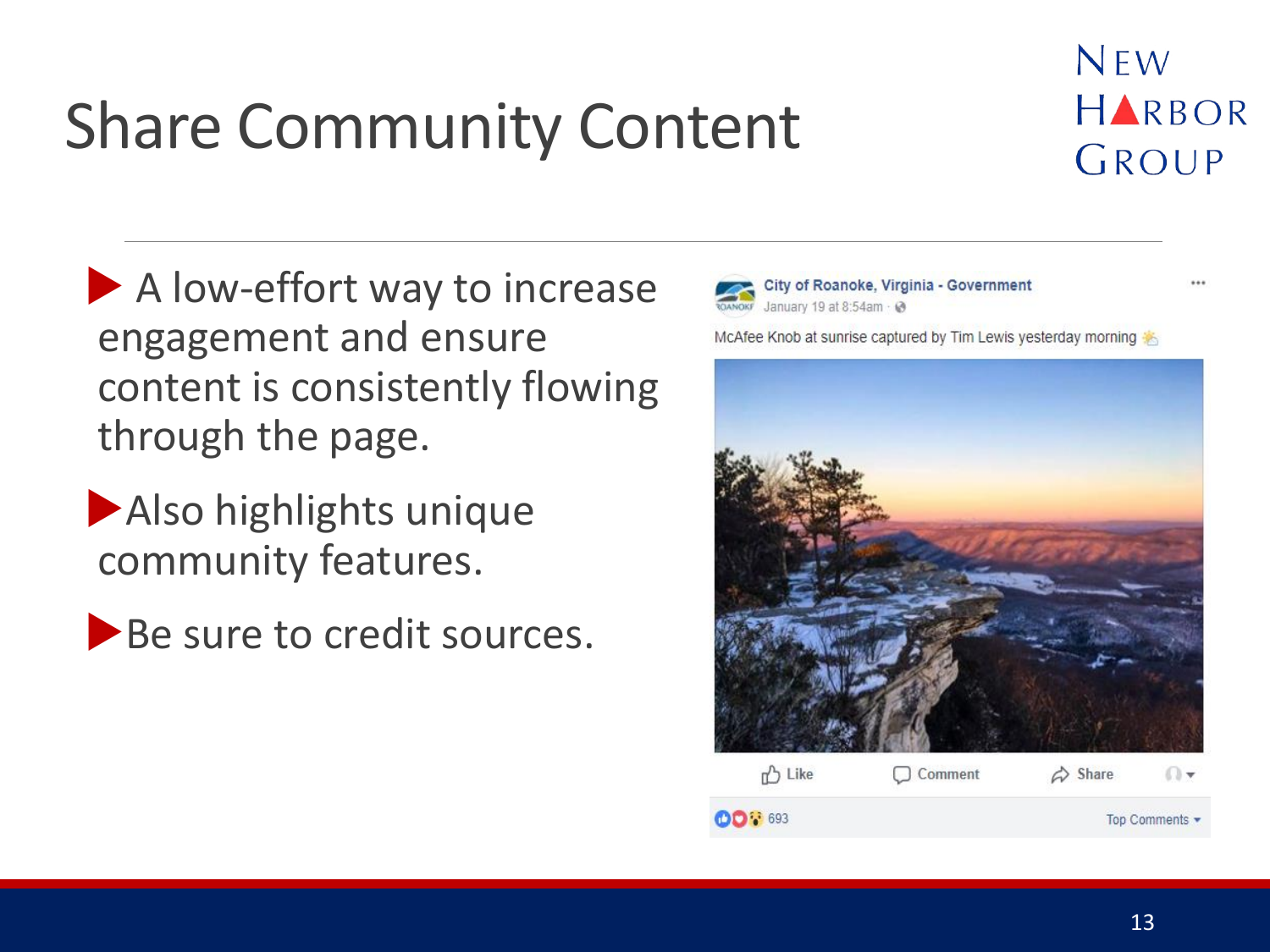# Share Community Content

- A low-effort way to increase engagement and ensure content is consistently flowing through the page.
- Also highlights unique community features.
- Be sure to credit sources.

City of Roanoke, Virginia - Government
January 19 at 8:54am

McAfee Knob at sunrise captured by Tim Lewis yesterday morning

Like Comment Share

693 Top Comments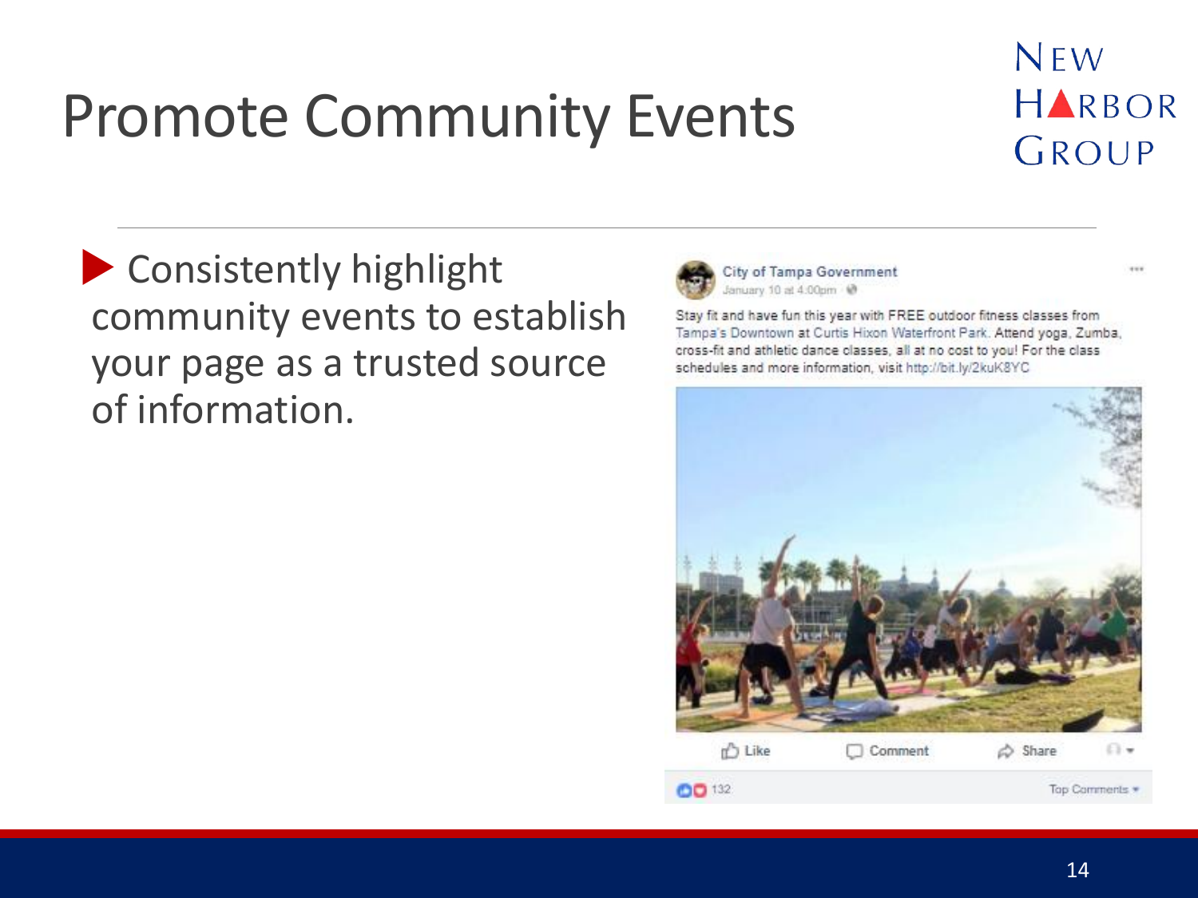# Promote Community Events

- Consistently highlight community events to establish your page as a trusted source of information.

City of Tampa Government
January 10 at 4:00pm

Stay fit and have fun this year with FREE outdoor fitness classes from Tampa's Downtown at Curtis Hixon Waterfront Park. Attend yoga, Zumba, cross-fit and athletic dance classes, all at no cost to you! For the class schedules and more information, visit http://bit.ly/2kuK8YC

Like Comment Share

132 Top Comments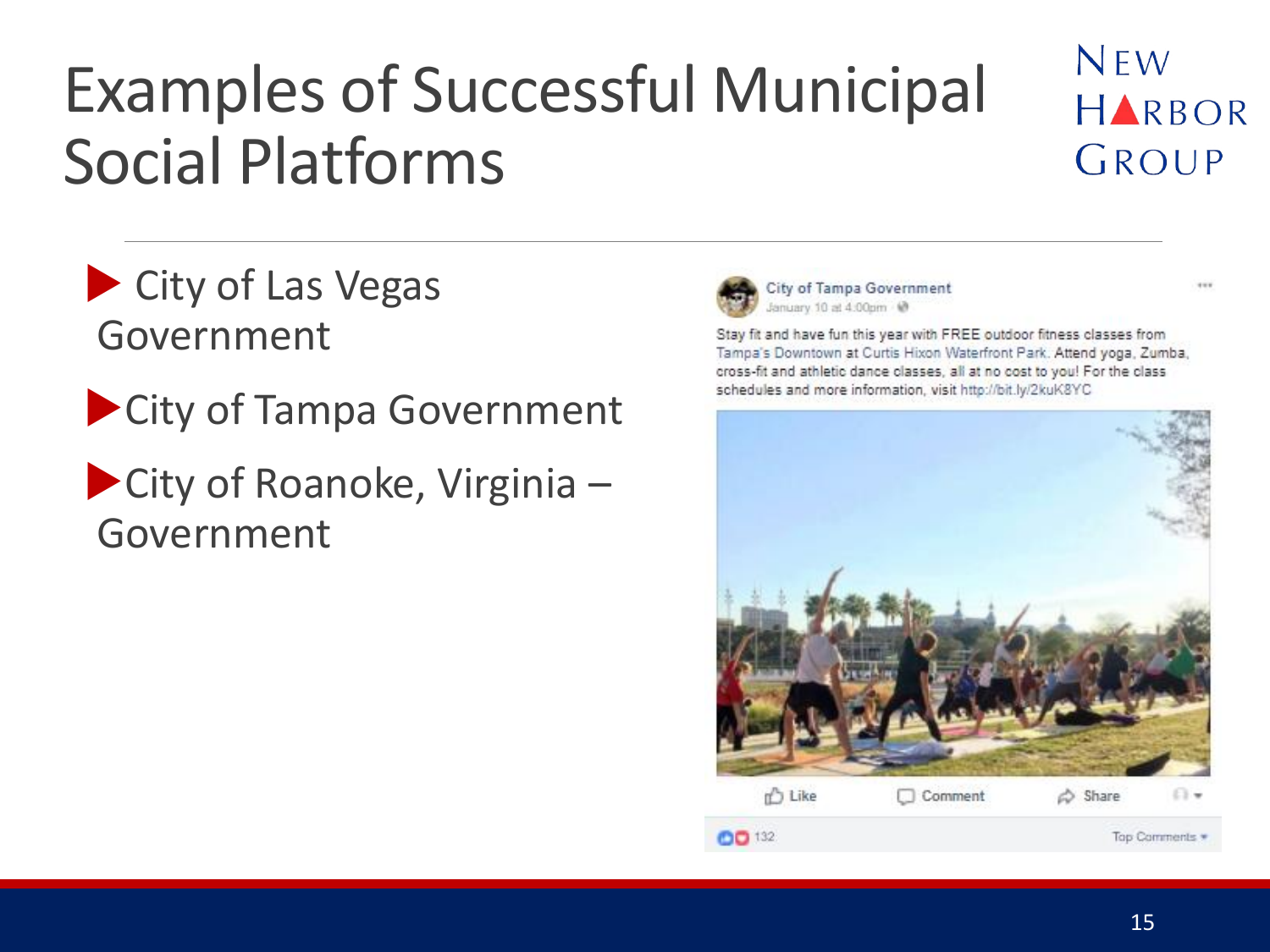# Examples of Successful Municipal Social Platforms

- City of Las Vegas Government
- City of Tampa Government
- City of Roanoke, Virginia – Government

City of Tampa Government
January 10 at 4:00pm

Stay fit and have fun this year with FREE outdoor fitness classes from Tampa's Downtown at Curtis Hixon Waterfront Park. Attend yoga, Zumba, cross-fit and athletic dance classes, all at no cost to you! For the class schedules and more information, visit http://bit.ly/2kuK8YC

Like Comment Share

132 Top Comments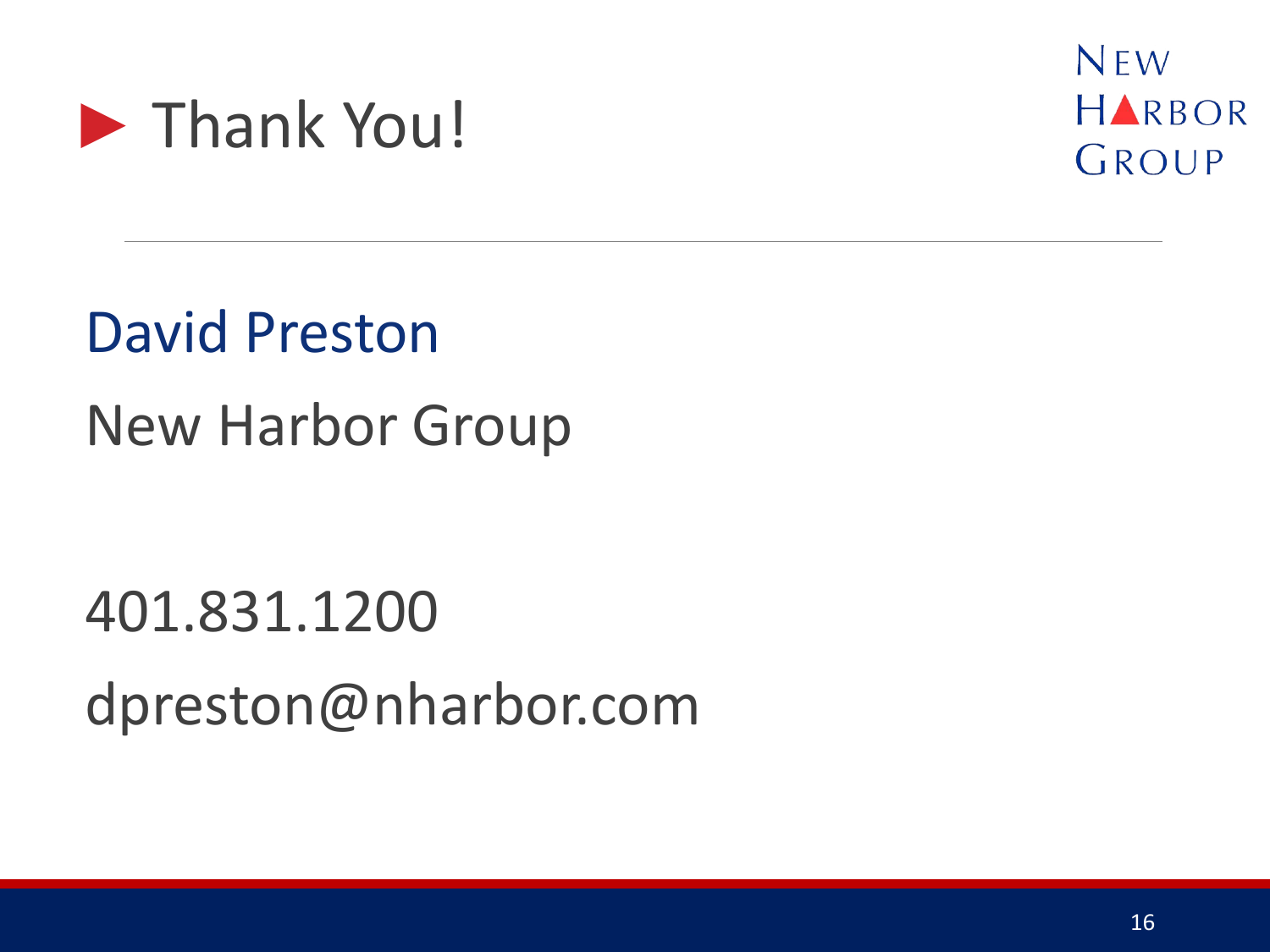# Thank You!

NEW HARBOR GROUP

David Preston

New Harbor Group

401.831.1200

dpreston@nharbor.com